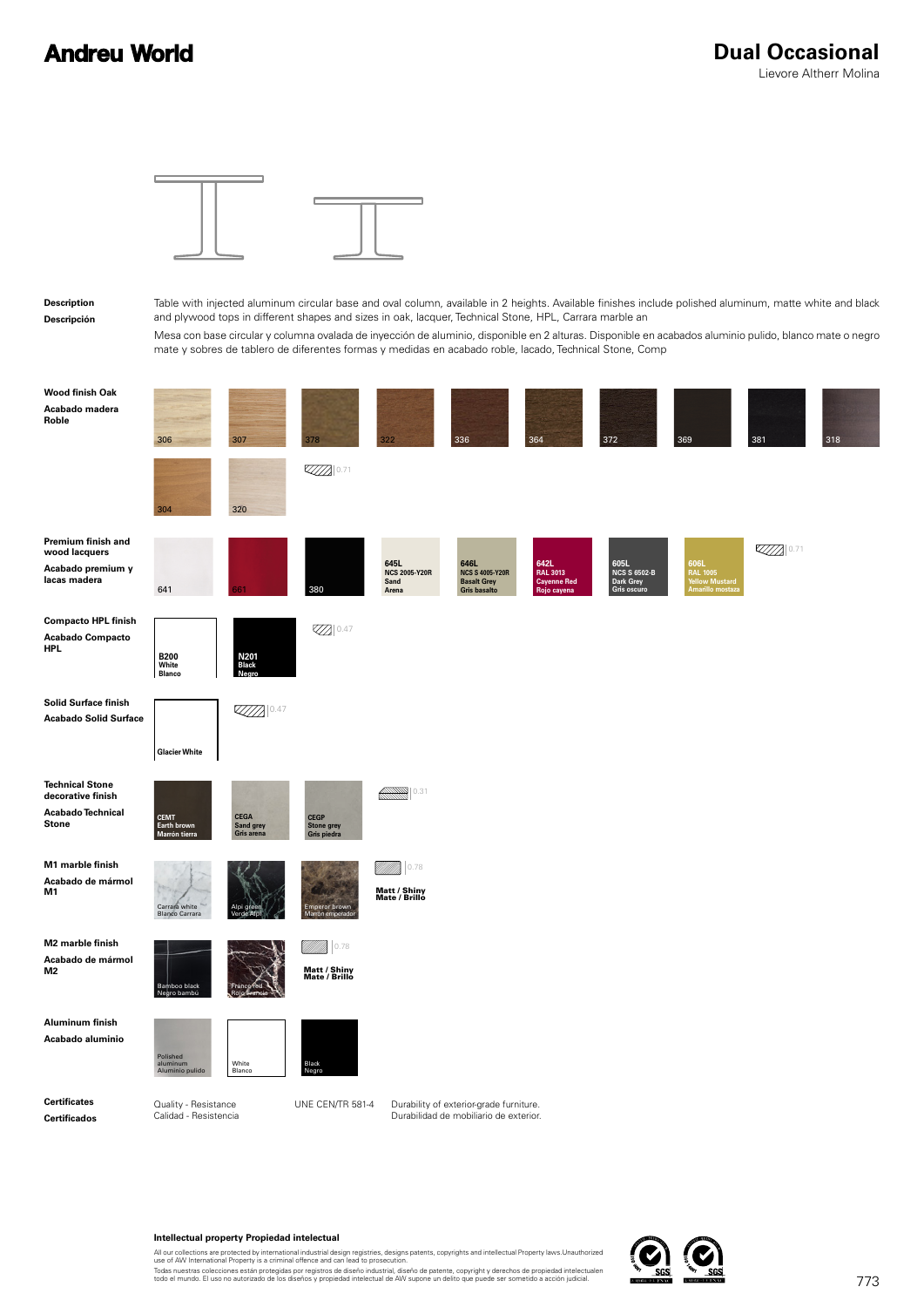# Andreu World

## Dual Occasional

Lievore Altherr Molina

**Description**
**Descripción**

Table with injected aluminum circular base and oval column, available in 2 heights. Available finishes include polished aluminum, matte white and black and plywood tops in different shapes and sizes in oak, lacquer, Technical Stone, HPL, Carrara marble an

Mesa con base circular y columna ovalada de inyección de aluminio, disponible en 2 alturas. Disponible en acabados aluminio pulido, blanco mate o negro mate y sobres de tablero de diferentes formas y medidas en acabado roble, lacado, Technical Stone, Comp

**Wood finish Oak**
**Acabado madera Roble**

306, 307, 378, 322, 336, 364, 372, 369, 381, 318, 304, 320 — 0.71

**Premium finish and wood lacquers**
**Acabado premium y lacas madera**

641, 661, 380, 645L NCS 2005-Y20R Sand Arena, 646L NCS S 4005-Y20R Basalt Grey Gris basalto, 642L RAL 3013 Cayenne Red Rojo cayena, 605L NCS S 6502-B Dark Grey Gris oscuro, 606L RAL 1005 Yellow Mustard Amarillo mostaza — 0.71

**Compacto HPL finish**
**Acabado Compacto HPL**

B200 White Blanco, N201 Black Negro — 0.47

**Solid Surface finish**
**Acabado Solid Surface**

Glacier White — 0.47

**Technical Stone decorative finish**
**Acabado Technical Stone**

CEMT Earth brown Marrón tierra, CEGA Sand grey Gris arena, CEGP Stone grey Gris piedra — 0.31

**M1 marble finish**
**Acabado de mármol M1**

Carrara white Blanco Carrara, Alpi green Verde Alpi, Emperor brown Marrón emperador — 0.78 — Matt / Shiny Mate / Brillo

**M2 marble finish**
**Acabado de mármol M2**

Bamboo black Negro bambú, Franco red Rojo Francia — 0.78 — Matt / Shiny Mate / Brillo

**Aluminum finish**
**Acabado aluminio**

Polished aluminum Aluminio pulido, White Blanco, Black Negro

**Certificates**
**Certificados**

Quality - Resistance
Calidad - Resistencia

UNE CEN/TR 581-4

Durability of exterior-grade furniture.
Durabilidad de mobiliario de exterior.

**Intellectual property Propiedad intelectual**

All our collections are protected by international industrial design registries, designs patents, copyrights and intellectual Property laws.Unauthorized use of AW International Property is a criminal offence and can lead to prosecution.

Todas nuestras colecciones están protegidas por registros de diseño industrial, diseño de patente, copyright y derechos de propiedad intelectualen todo el mundo. El uso no autorizado de los diseños y propiedad intelectual de AW supone un delito que puede ser sometido a acción judicial.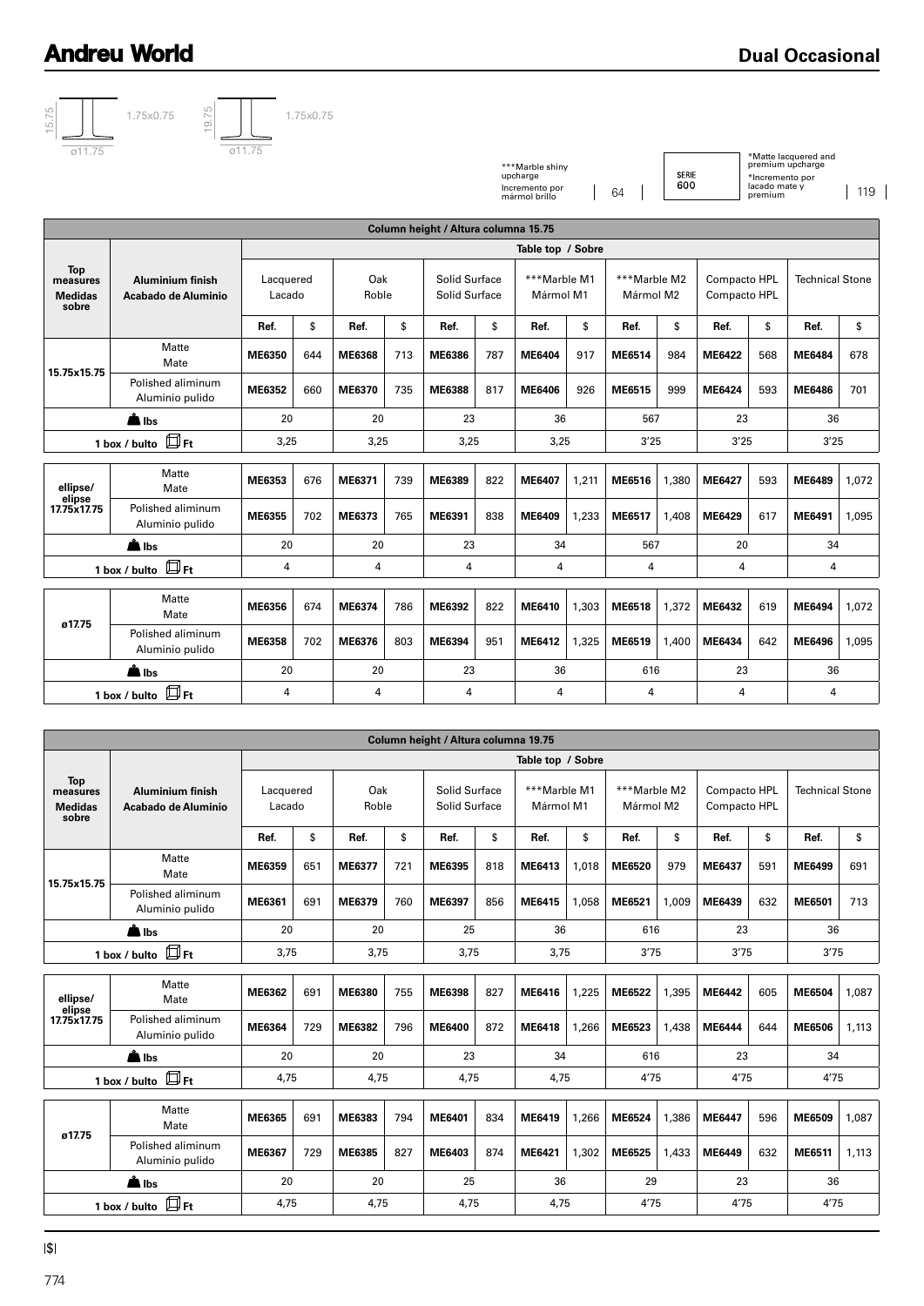## Dual Occasional

15.75 — 1.75x0.75 — ø11.75

19.75 — 1.75x0.75 — ø11.75

***Marble shiny upcharge
Incremento por mármol brillo | 64

SERIE 600

*Matte lacquered and premium upcharge
*Incremento por lacado mate y premium | 119

| Column height / Altura columna 15.75 | | | | | | | | | | | | | | | |
|---|---|---|---|---|---|---|---|---|---|---|---|---|---|---|---|
| | | Table top / Sobre | | | | | | | | | | | | | |
| **Top measures Medidas sobre** | **Aluminium finish Acabado de Aluminio** | Lacquered Lacado | | Oak Roble | | Solid Surface Solid Surface | | ***Marble M1 Mármol M1 | | ***Marble M2 Mármol M2 | | Compacto HPL Compacto HPL | | Technical Stone | |
| | | Ref. | $ | Ref. | $ | Ref. | $ | Ref. | $ | Ref. | $ | Ref. | $ | Ref. | $ |
| 15.75x15.75 | Matte Mate | **ME6350** | 644 | **ME6368** | 713 | **ME6386** | 787 | **ME6404** | 917 | **ME6514** | 984 | **ME6422** | 568 | **ME6484** | 678 |
| | Polished aliminum Aluminio pulido | **ME6352** | 660 | **ME6370** | 735 | **ME6388** | 817 | **ME6406** | 926 | **ME6515** | 999 | **ME6424** | 593 | **ME6486** | 701 |
| lbs | | 20 | | 20 | | 23 | | 36 | | 567 | | 23 | | 36 | |
| 1 box / bulto Ft | | 3,25 | | 3,25 | | 3,25 | | 3,25 | | 3'25 | | 3'25 | | 3'25 | |
| ellipse/ elipse 17.75x17.75 | Matte Mate | **ME6353** | 676 | **ME6371** | 739 | **ME6389** | 822 | **ME6407** | 1,211 | **ME6516** | 1,380 | **ME6427** | 593 | **ME6489** | 1,072 |
| | Polished aliminum Aluminio pulido | **ME6355** | 702 | **ME6373** | 765 | **ME6391** | 838 | **ME6409** | 1,233 | **ME6517** | 1,408 | **ME6429** | 617 | **ME6491** | 1,095 |
| lbs | | 20 | | 20 | | 23 | | 34 | | 567 | | 20 | | 34 | |
| 1 box / bulto Ft | | 4 | | 4 | | 4 | | 4 | | 4 | | 4 | | 4 | |
| ø17.75 | Matte Mate | **ME6356** | 674 | **ME6374** | 786 | **ME6392** | 822 | **ME6410** | 1,303 | **ME6518** | 1,372 | **ME6432** | 619 | **ME6494** | 1,072 |
| | Polished aliminum Aluminio pulido | **ME6358** | 702 | **ME6376** | 803 | **ME6394** | 951 | **ME6412** | 1,325 | **ME6519** | 1,400 | **ME6434** | 642 | **ME6496** | 1,095 |
| lbs | | 20 | | 20 | | 23 | | 36 | | 616 | | 23 | | 36 | |
| 1 box / bulto Ft | | 4 | | 4 | | 4 | | 4 | | 4 | | 4 | | 4 | |

| Column height / Altura columna 19.75 | | | | | | | | | | | | | | | |
|---|---|---|---|---|---|---|---|---|---|---|---|---|---|---|---|
| | | Table top / Sobre | | | | | | | | | | | | | |
| **Top measures Medidas sobre** | **Aluminium finish Acabado de Aluminio** | Lacquered Lacado | | Oak Roble | | Solid Surface Solid Surface | | ***Marble M1 Mármol M1 | | ***Marble M2 Mármol M2 | | Compacto HPL Compacto HPL | | Technical Stone | |
| | | Ref. | $ | Ref. | $ | Ref. | $ | Ref. | $ | Ref. | $ | Ref. | $ | Ref. | $ |
| 15.75x15.75 | Matte Mate | **ME6359** | 651 | **ME6377** | 721 | **ME6395** | 818 | **ME6413** | 1,018 | **ME6520** | 979 | **ME6437** | 591 | **ME6499** | 691 |
| | Polished aliminum Aluminio pulido | **ME6361** | 691 | **ME6379** | 760 | **ME6397** | 856 | **ME6415** | 1,058 | **ME6521** | 1,009 | **ME6439** | 632 | **ME6501** | 713 |
| lbs | | 20 | | 20 | | 25 | | 36 | | 616 | | 23 | | 36 | |
| 1 box / bulto Ft | | 3,75 | | 3,75 | | 3,75 | | 3,75 | | 3'75 | | 3'75 | | 3'75 | |
| ellipse/ elipse 17.75x17.75 | Matte Mate | **ME6362** | 691 | **ME6380** | 755 | **ME6398** | 827 | **ME6416** | 1,225 | **ME6522** | 1,395 | **ME6442** | 605 | **ME6504** | 1,087 |
| | Polished aliminum Aluminio pulido | **ME6364** | 729 | **ME6382** | 796 | **ME6400** | 872 | **ME6418** | 1,266 | **ME6523** | 1,438 | **ME6444** | 644 | **ME6506** | 1,113 |
| lbs | | 20 | | 20 | | 23 | | 34 | | 616 | | 23 | | 34 | |
| 1 box / bulto Ft | | 4,75 | | 4,75 | | 4,75 | | 4,75 | | 4'75 | | 4'75 | | 4'75 | |
| ø17.75 | Matte Mate | **ME6365** | 691 | **ME6383** | 794 | **ME6401** | 834 | **ME6419** | 1,266 | **ME6524** | 1,386 | **ME6447** | 596 | **ME6509** | 1,087 |
| | Polished aliminum Aluminio pulido | **ME6367** | 729 | **ME6385** | 827 | **ME6403** | 874 | **ME6421** | 1,302 | **ME6525** | 1,433 | **ME6449** | 632 | **ME6511** | 1,113 |
| lbs | | 20 | | 20 | | 25 | | 36 | | 29 | | 23 | | 36 | |
| 1 box / bulto Ft | | 4,75 | | 4,75 | | 4,75 | | 4,75 | | 4'75 | | 4'75 | | 4'75 | |

|$|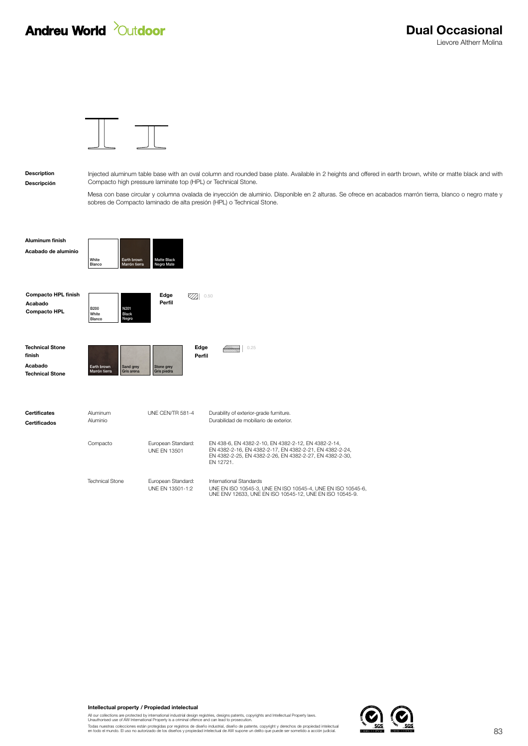**Andreu World** Outdoor

# Dual Occasional

Lievore Altherr Molina

**Description**
**Descripción**

Injected aluminum table base with an oval column and rounded base plate. Available in 2 heights and offered in earth brown, white or matte black and with Compacto high pressure laminate top (HPL) or Technical Stone.

Mesa con base circular y columna ovalada de inyección de aluminio. Disponible en 2 alturas. Se ofrece en acabados marrón tierra, blanco o negro mate y sobres de Compacto laminado de alta presión (HPL) o Technical Stone.

**Aluminum finish**
**Acabado de aluminio**

White / Blanco — Earth brown / Marrón tierra — Matte Black / Negro Mate

**Compacto HPL finish**
**Acabado Compacto HPL**

B200 White / Blanco — N201 Black / Negro

**Edge / Perfil** 0.50

**Technical Stone finish**
**Acabado Technical Stone**

Earth brown / Marrón tierra — Sand grey / Gris arena — Stone grey / Gris piedra

**Edge / Perfil** 0.25

**Certificates**
**Certificados**

| | | |
|---|---|---|
| Aluminum<br>Aluminio | UNE CEN/TR 581-4 | Durability of exterior-grade furniture.<br>Durabilidad de mobiliario de exterior. |
| Compacto | European Standard:<br>UNE EN 13501 | EN 438-6, EN 4382-2-10, EN 4382-2-12, EN 4382-2-14, EN 4382-2-16, EN 4382-2-17, EN 4382-2-21, EN 4382-2-24, EN 4382-2-25, EN 4382-2-26, EN 4382-2-27, EN 4382-2-30, EN 12721. |
| Technical Stone | European Standard:<br>UNE EN 13501-1:2 | International Standards<br>UNE EN ISO 10545-3, UNE EN ISO 10545-4, UNE EN ISO 10545-6, UNE ENV 12633, UNE EN ISO 10545-12, UNE EN ISO 10545-9. |

**Intellectual property / Propiedad intelectual**

All our collections are protected by international industrial design registries, designs patents, copyrights and Intellectual Property laws. Unauthorised use of AW International Property is a criminal offence and can lead to prosecution.

Todas nuestras colecciones están protegidas por registros de diseño industrial, diseño de patente, copyright y derechos de propiedad intelectual en todo el mundo. El uso no autorizado de los diseños y propiedad intelectual de AW supone un delito que puede ser sometido a acción judicial.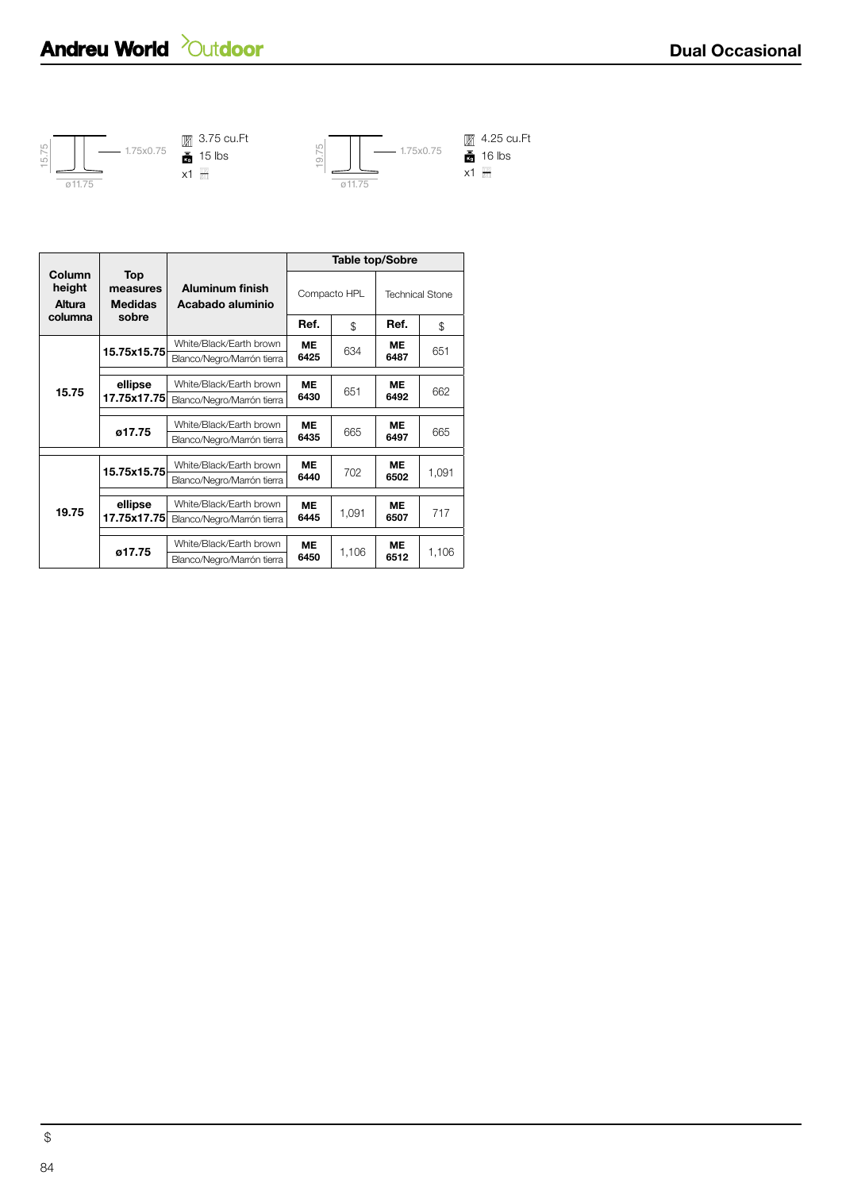# Dual Occasional

15.75 — 1.75x0.75 — ø11.75

3.75 cu.Ft
15 lbs
x1

19.75 — 1.75x0.75 — ø11.75

4.25 cu.Ft
16 lbs
x1

| Column height Altura columna | Top measures Medidas sobre | Aluminum finish Acabado aluminio | Table top/Sobre | | | |
|---|---|---|---|---|---|---|
| | | | Compacto HPL | | Technical Stone | |
| | | | Ref. | $ | Ref. | $ |
| 15.75 | 15.75x15.75 | White/Black/Earth brown Blanco/Negro/Marrón tierra | ME 6425 | 634 | ME 6487 | 651 |
| | ellipse 17.75x17.75 | White/Black/Earth brown Blanco/Negro/Marrón tierra | ME 6430 | 651 | ME 6492 | 662 |
| | ø17.75 | White/Black/Earth brown Blanco/Negro/Marrón tierra | ME 6435 | 665 | ME 6497 | 665 |
| 19.75 | 15.75x15.75 | White/Black/Earth brown Blanco/Negro/Marrón tierra | ME 6440 | 702 | ME 6502 | 1,091 |
| | ellipse 17.75x17.75 | White/Black/Earth brown Blanco/Negro/Marrón tierra | ME 6445 | 1,091 | ME 6507 | 717 |
| | ø17.75 | White/Black/Earth brown Blanco/Negro/Marrón tierra | ME 6450 | 1,106 | ME 6512 | 1,106 |

$